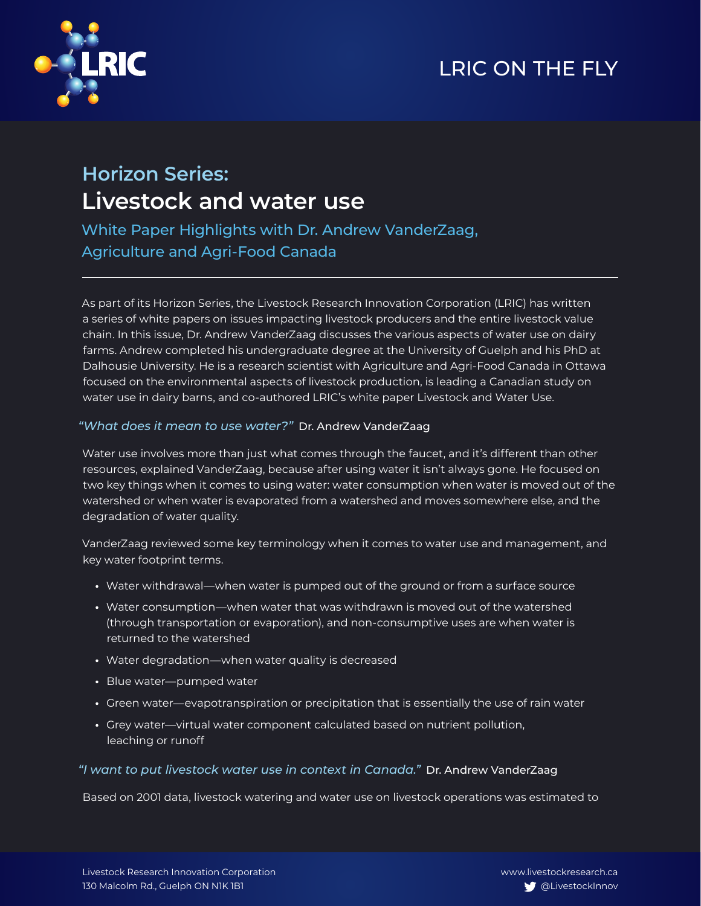LRIC ON THE FLY

## Horizon Series:
# Livestock and water use

### White Paper Highlights with Dr. Andrew VanderZaag, Agriculture and Agri-Food Canada

---

As part of its Horizon Series, the Livestock Research Innovation Corporation (LRIC) has written a series of white papers on issues impacting livestock producers and the entire livestock value chain. In this issue, Dr. Andrew VanderZaag discusses the various aspects of water use on dairy farms. Andrew completed his undergraduate degree at the University of Guelph and his PhD at Dalhousie University. He is a research scientist with Agriculture and Agri-Food Canada in Ottawa focused on the environmental aspects of livestock production, is leading a Canadian study on water use in dairy barns, and co-authored LRIC's white paper Livestock and Water Use.

*"What does it mean to use water?"* Dr. Andrew VanderZaag

Water use involves more than just what comes through the faucet, and it's different than other resources, explained VanderZaag, because after using water it isn't always gone. He focused on two key things when it comes to using water: water consumption when water is moved out of the watershed or when water is evaporated from a watershed and moves somewhere else, and the degradation of water quality.

VanderZaag reviewed some key terminology when it comes to water use and management, and key water footprint terms.

- Water withdrawal—when water is pumped out of the ground or from a surface source
- Water consumption—when water that was withdrawn is moved out of the watershed (through transportation or evaporation), and non-consumptive uses are when water is returned to the watershed
- Water degradation—when water quality is decreased
- Blue water—pumped water
- Green water—evapotranspiration or precipitation that is essentially the use of rain water
- Grey water—virtual water component calculated based on nutrient pollution, leaching or runoff

*"I want to put livestock water use in context in Canada."* Dr. Andrew VanderZaag

Based on 2001 data, livestock watering and water use on livestock operations was estimated to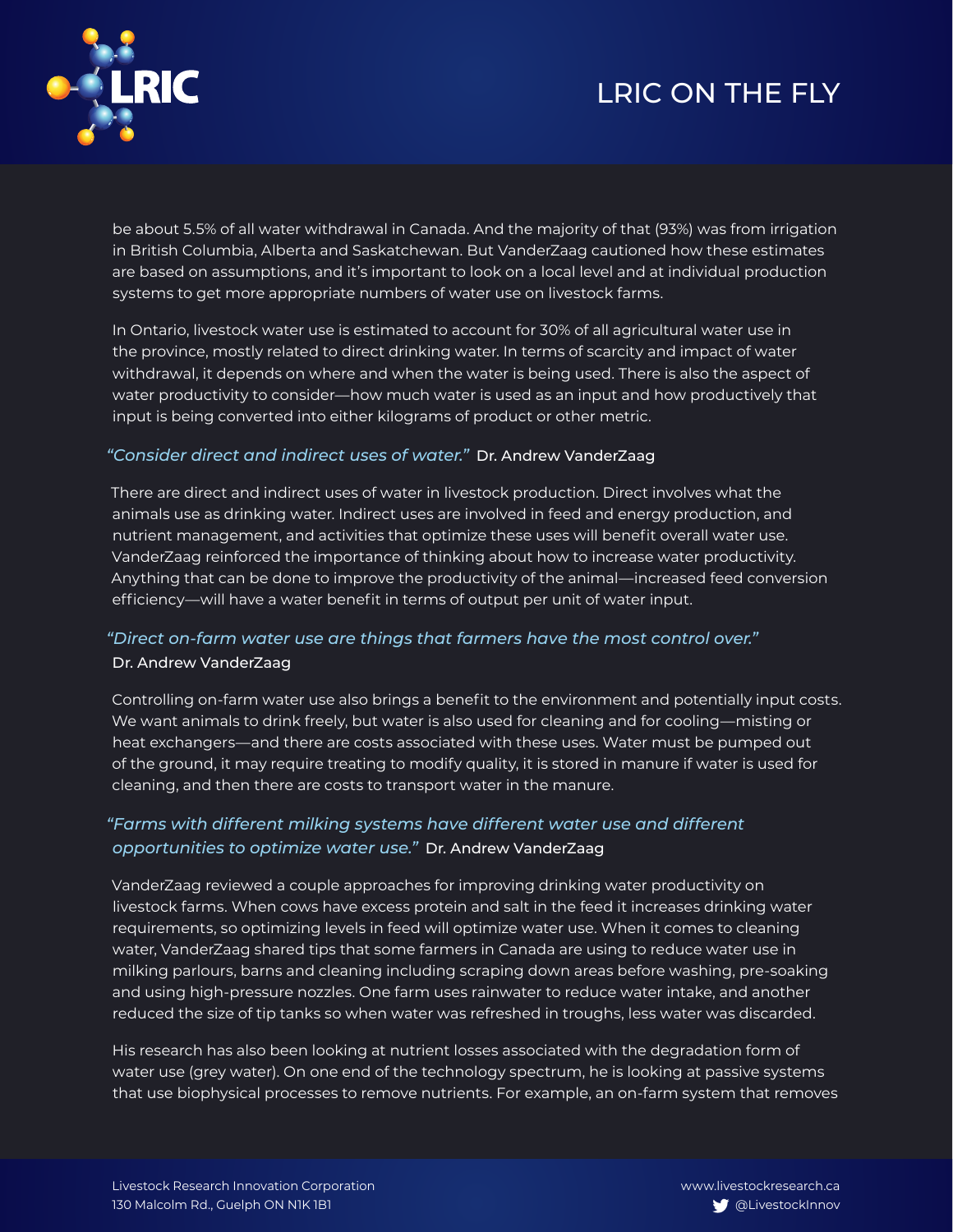be about 5.5% of all water withdrawal in Canada. And the majority of that (93%) was from irrigation in British Columbia, Alberta and Saskatchewan. But VanderZaag cautioned how these estimates are based on assumptions, and it's important to look on a local level and at individual production systems to get more appropriate numbers of water use on livestock farms.

In Ontario, livestock water use is estimated to account for 30% of all agricultural water use in the province, mostly related to direct drinking water. In terms of scarcity and impact of water withdrawal, it depends on where and when the water is being used. There is also the aspect of water productivity to consider—how much water is used as an input and how productively that input is being converted into either kilograms of product or other metric.

*"Consider direct and indirect uses of water."* Dr. Andrew VanderZaag

There are direct and indirect uses of water in livestock production. Direct involves what the animals use as drinking water. Indirect uses are involved in feed and energy production, and nutrient management, and activities that optimize these uses will benefit overall water use. VanderZaag reinforced the importance of thinking about how to increase water productivity. Anything that can be done to improve the productivity of the animal—increased feed conversion efficiency—will have a water benefit in terms of output per unit of water input.

*"Direct on-farm water use are things that farmers have the most control over."* Dr. Andrew VanderZaag

Controlling on-farm water use also brings a benefit to the environment and potentially input costs. We want animals to drink freely, but water is also used for cleaning and for cooling—misting or heat exchangers—and there are costs associated with these uses. Water must be pumped out of the ground, it may require treating to modify quality, it is stored in manure if water is used for cleaning, and then there are costs to transport water in the manure.

*"Farms with different milking systems have different water use and different opportunities to optimize water use."* Dr. Andrew VanderZaag

VanderZaag reviewed a couple approaches for improving drinking water productivity on livestock farms. When cows have excess protein and salt in the feed it increases drinking water requirements, so optimizing levels in feed will optimize water use. When it comes to cleaning water, VanderZaag shared tips that some farmers in Canada are using to reduce water use in milking parlours, barns and cleaning including scraping down areas before washing, pre-soaking and using high-pressure nozzles. One farm uses rainwater to reduce water intake, and another reduced the size of tip tanks so when water was refreshed in troughs, less water was discarded.

His research has also been looking at nutrient losses associated with the degradation form of water use (grey water). On one end of the technology spectrum, he is looking at passive systems that use biophysical processes to remove nutrients. For example, an on-farm system that removes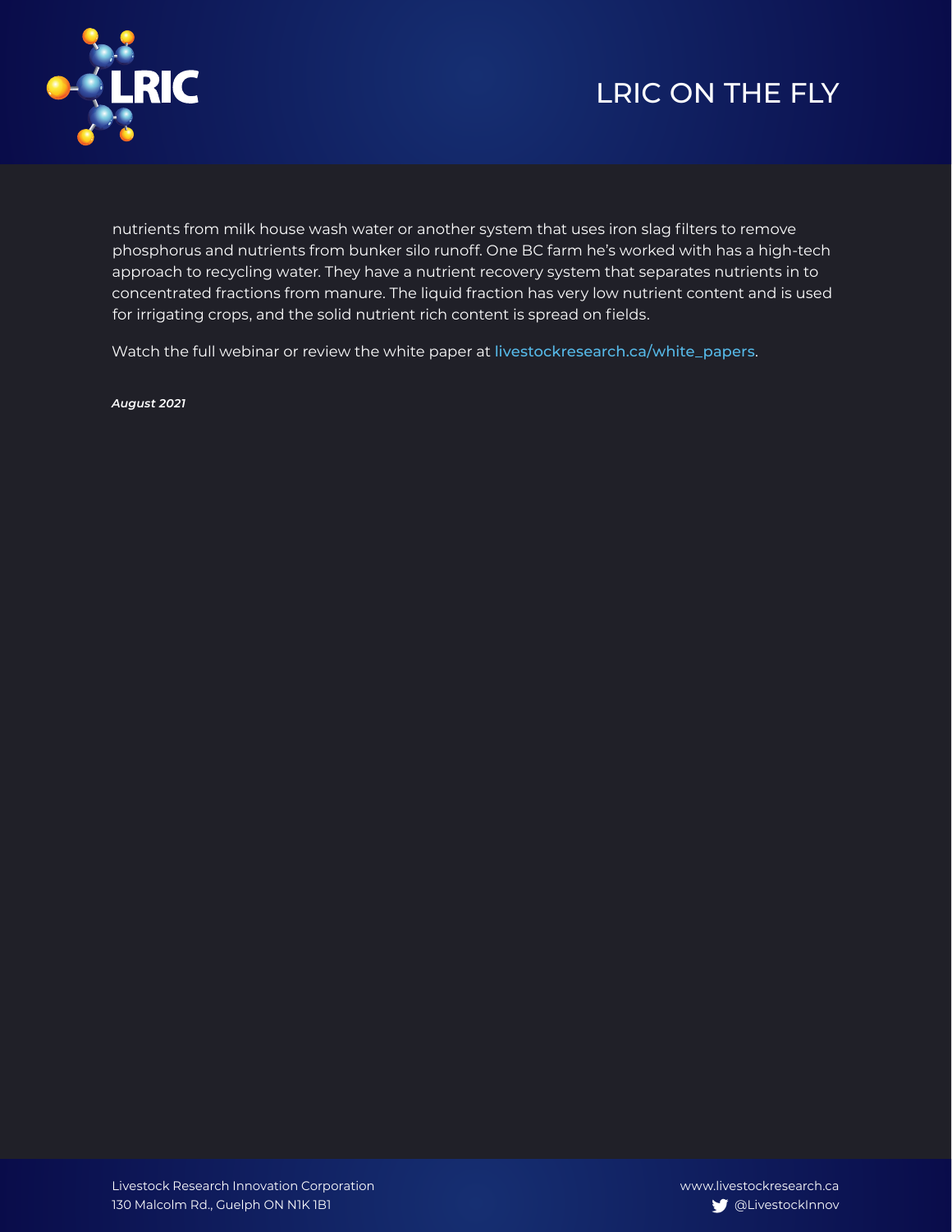nutrients from milk house wash water or another system that uses iron slag filters to remove phosphorus and nutrients from bunker silo runoff. One BC farm he's worked with has a high-tech approach to recycling water. They have a nutrient recovery system that separates nutrients in to concentrated fractions from manure. The liquid fraction has very low nutrient content and is used for irrigating crops, and the solid nutrient rich content is spread on fields.

Watch the full webinar or review the white paper at livestockresearch.ca/white_papers.

***August 2021***